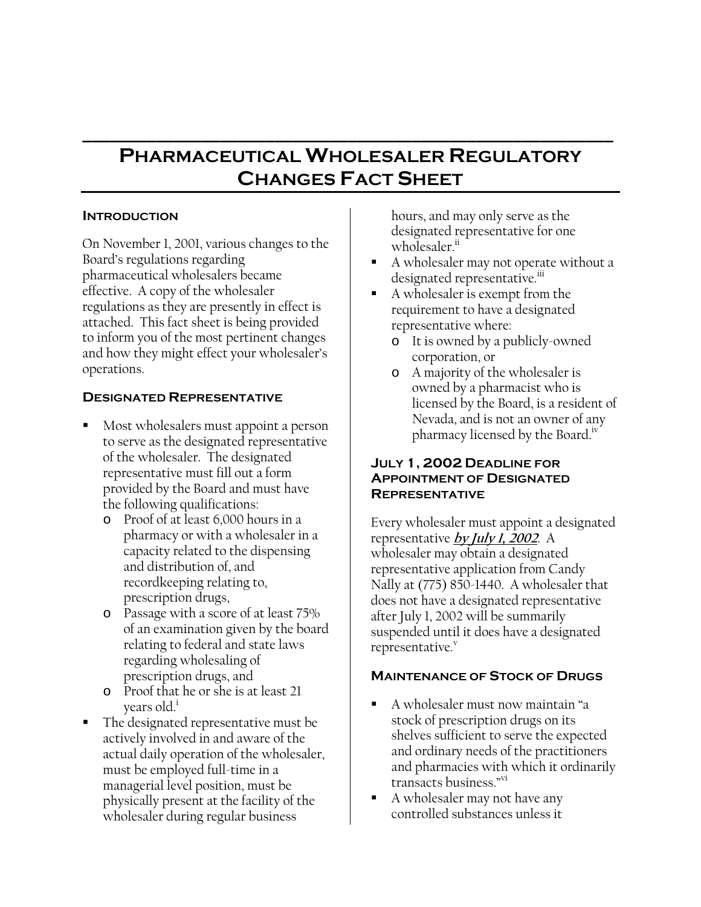# Pharmaceutical Wholesaler Regulatory Changes Fact Sheet

## Introduction

On November 1, 2001, various changes to the Board's regulations regarding pharmaceutical wholesalers became effective. A copy of the wholesaler regulations as they are presently in effect is attached. This fact sheet is being provided to inform you of the most pertinent changes and how they might effect your wholesaler's operations.

## Designated Representative

- Most wholesalers must appoint a person to serve as the designated representative of the wholesaler. The designated representative must fill out a form provided by the Board and must have the following qualifications:
  - Proof of at least 6,000 hours in a pharmacy or with a wholesaler in a capacity related to the dispensing and distribution of, and recordkeeping relating to, prescription drugs,
  - Passage with a score of at least 75% of an examination given by the board relating to federal and state laws regarding wholesaling of prescription drugs, and
  - Proof that he or she is at least 21 years old.[i]
- The designated representative must be actively involved in and aware of the actual daily operation of the wholesaler, must be employed full-time in a managerial level position, must be physically present at the facility of the wholesaler during regular business hours, and may only serve as the designated representative for one wholesaler.[ii]
- A wholesaler may not operate without a designated representative.[iii]
- A wholesaler is exempt from the requirement to have a designated representative where:
  - It is owned by a publicly-owned corporation, or
  - A majority of the wholesaler is owned by a pharmacist who is licensed by the Board, is a resident of Nevada, and is not an owner of any pharmacy licensed by the Board.[iv]

## July 1, 2002 Deadline for Appointment of Designated Representative

Every wholesaler must appoint a designated representative ***by July 1, 2002***. A wholesaler may obtain a designated representative application from Candy Nally at (775) 850-1440. A wholesaler that does not have a designated representative after July 1, 2002 will be summarily suspended until it does have a designated representative.[v]

## Maintenance of Stock of Drugs

- A wholesaler must now maintain "a stock of prescription drugs on its shelves sufficient to serve the expected and ordinary needs of the practitioners and pharmacies with which it ordinarily transacts business."[vi]
- A wholesaler may not have any controlled substances unless it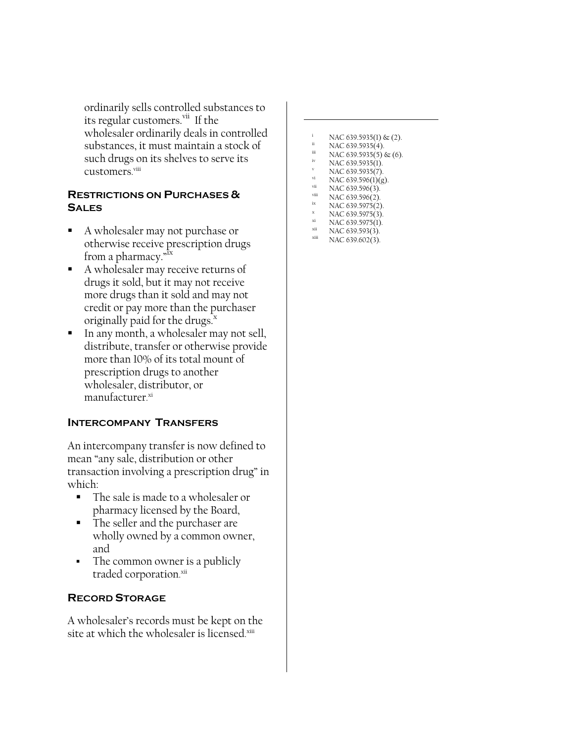ordinarily sells controlled substances to its regular customers.[vii] If the wholesaler ordinarily deals in controlled substances, it must maintain a stock of such drugs on its shelves to serve its customers.[viii]

### Restrictions on Purchases & Sales

- A wholesaler may not purchase or otherwise receive prescription drugs from a pharmacy."[ix]
- A wholesaler may receive returns of drugs it sold, but it may not receive more drugs than it sold and may not credit or pay more than the purchaser originally paid for the drugs.[x]
- In any month, a wholesaler may not sell, distribute, transfer or otherwise provide more than 10% of its total mount of prescription drugs to another wholesaler, distributor, or manufacturer.[xi]

### Intercompany Transfers

An intercompany transfer is now defined to mean "any sale, distribution or other transaction involving a prescription drug" in which:

- The sale is made to a wholesaler or pharmacy licensed by the Board,
- The seller and the purchaser are wholly owned by a common owner, and
- The common owner is a publicly traded corporation.[xii]

### Record Storage

A wholesaler's records must be kept on the site at which the wholesaler is licensed.[xiii]

---

[i] NAC 639.5935(1) & (2).
[ii] NAC 639.5935(4).
[iii] NAC 639.5935(5) & (6).
[iv] NAC 639.5935(1).
[v] NAC 639.5935(7).
[vi] NAC 639.596(1)(g).
[vii] NAC 639.596(3).
[viii] NAC 639.596(2).
[ix] NAC 639.5975(2).
[x] NAC 639.5975(3).
[xi] NAC 639.5975(1).
[xii] NAC 639.593(3).
[xiii] NAC 639.602(3).